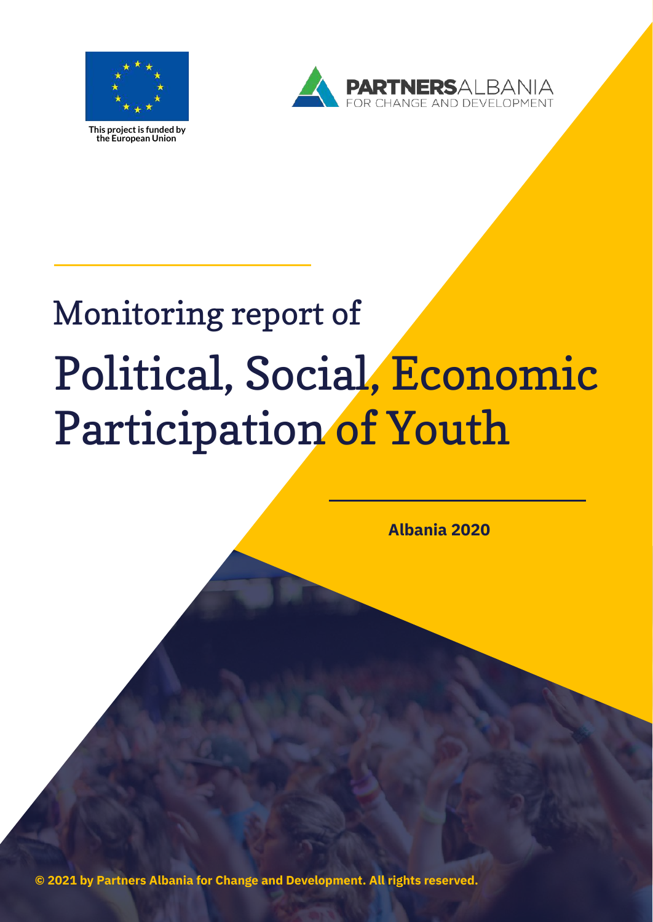This project is funded by the European Union

PARTNERSALBANIA
FOR CHANGE AND DEVELOPMENT

# Monitoring report of Political, Social, Economic Participation of Youth

**Albania 2020**

**© 2021 by Partners Albania for Change and Development. All rights reserved.**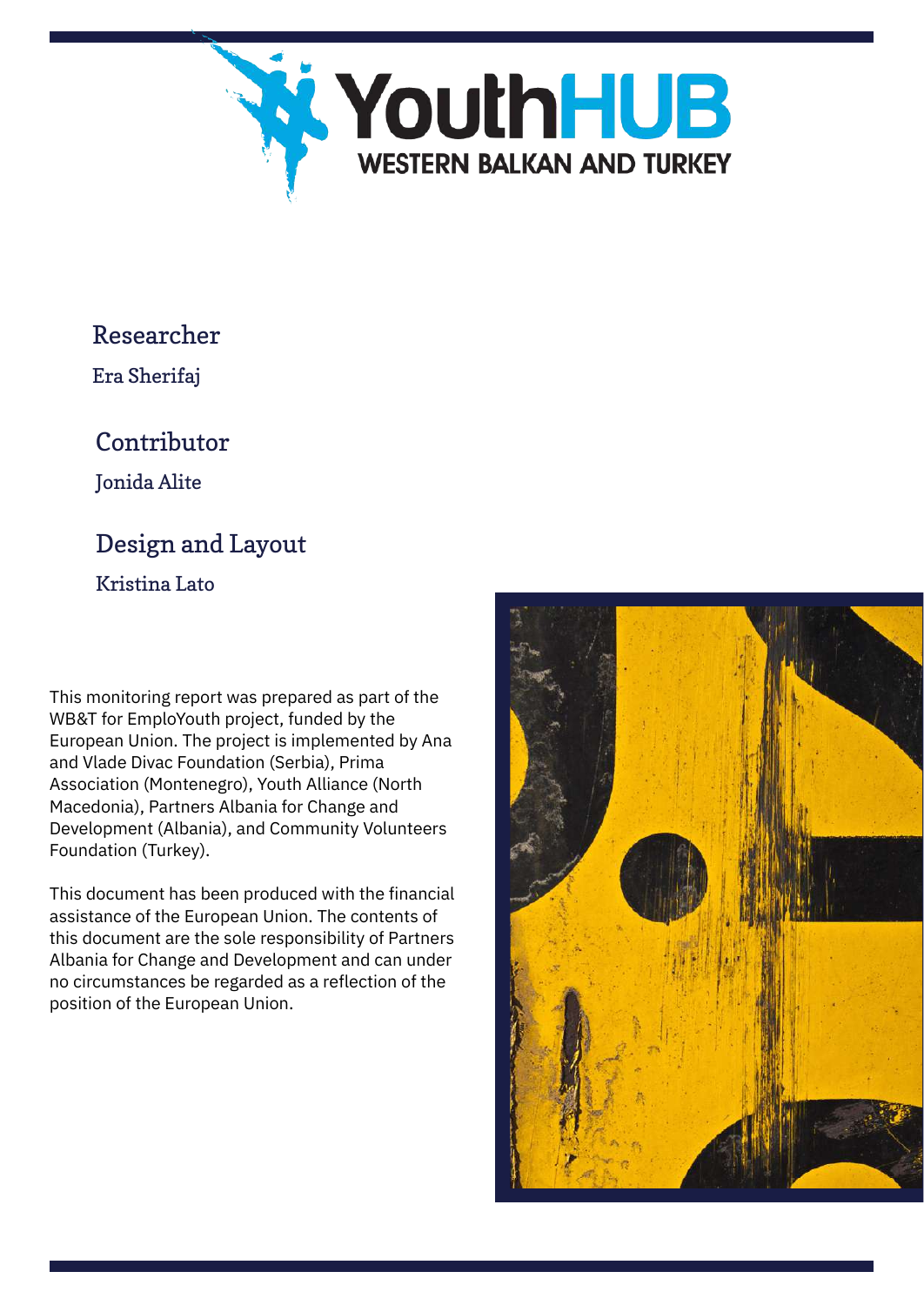YouthHUB

WESTERN BALKAN AND TURKEY

## Researcher

Era Sherifaj

## Contributor

Jonida Alite

## Design and Layout

Kristina Lato

This monitoring report was prepared as part of the WB&T for EmploYouth project, funded by the European Union. The project is implemented by Ana and Vlade Divac Foundation (Serbia), Prima Association (Montenegro), Youth Alliance (North Macedonia), Partners Albania for Change and Development (Albania), and Community Volunteers Foundation (Turkey).

This document has been produced with the financial assistance of the European Union. The contents of this document are the sole responsibility of Partners Albania for Change and Development and can under no circumstances be regarded as a reflection of the position of the European Union.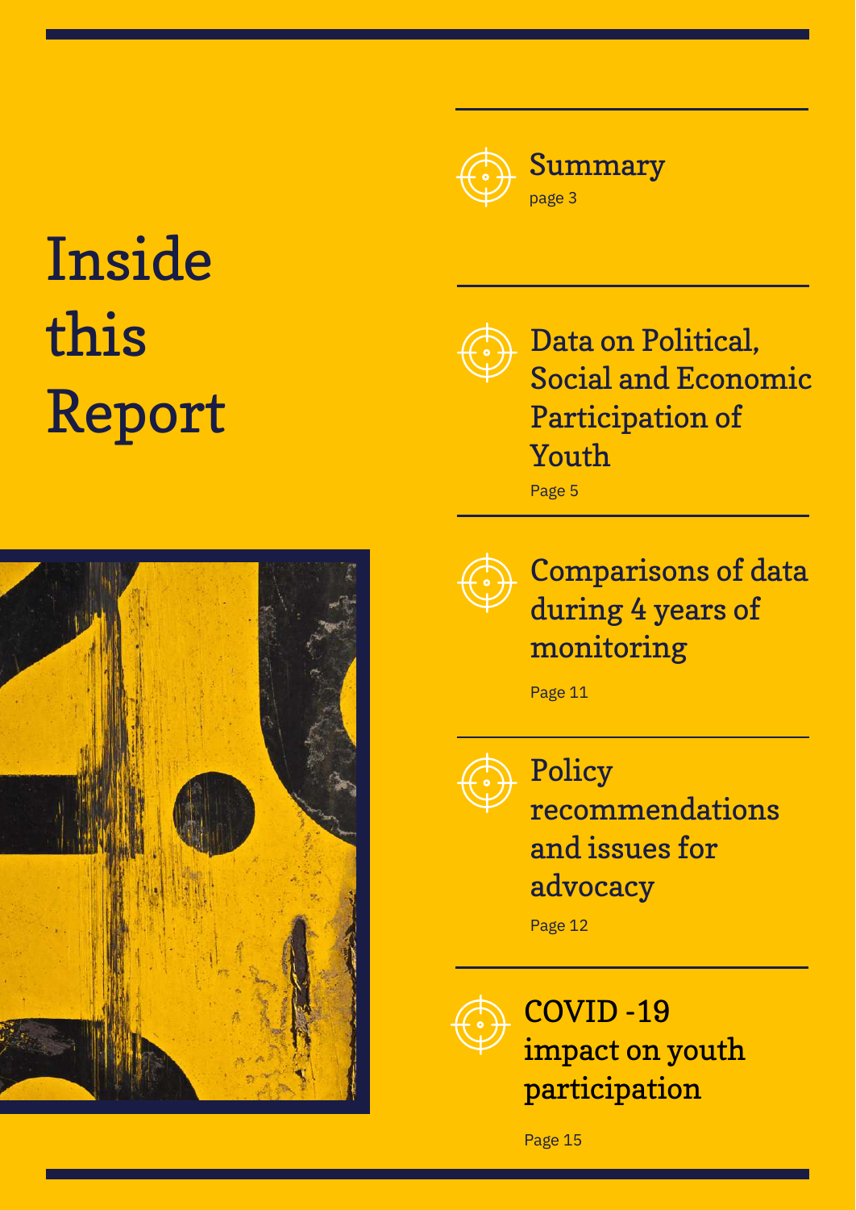# Inside this Report

## Summary
page 3

## Data on Political, Social and Economic Participation of Youth
Page 5

## Comparisons of data during 4 years of monitoring
Page 11

## Policy recommendations and issues for advocacy
Page 12

## COVID -19 impact on youth participation
Page 15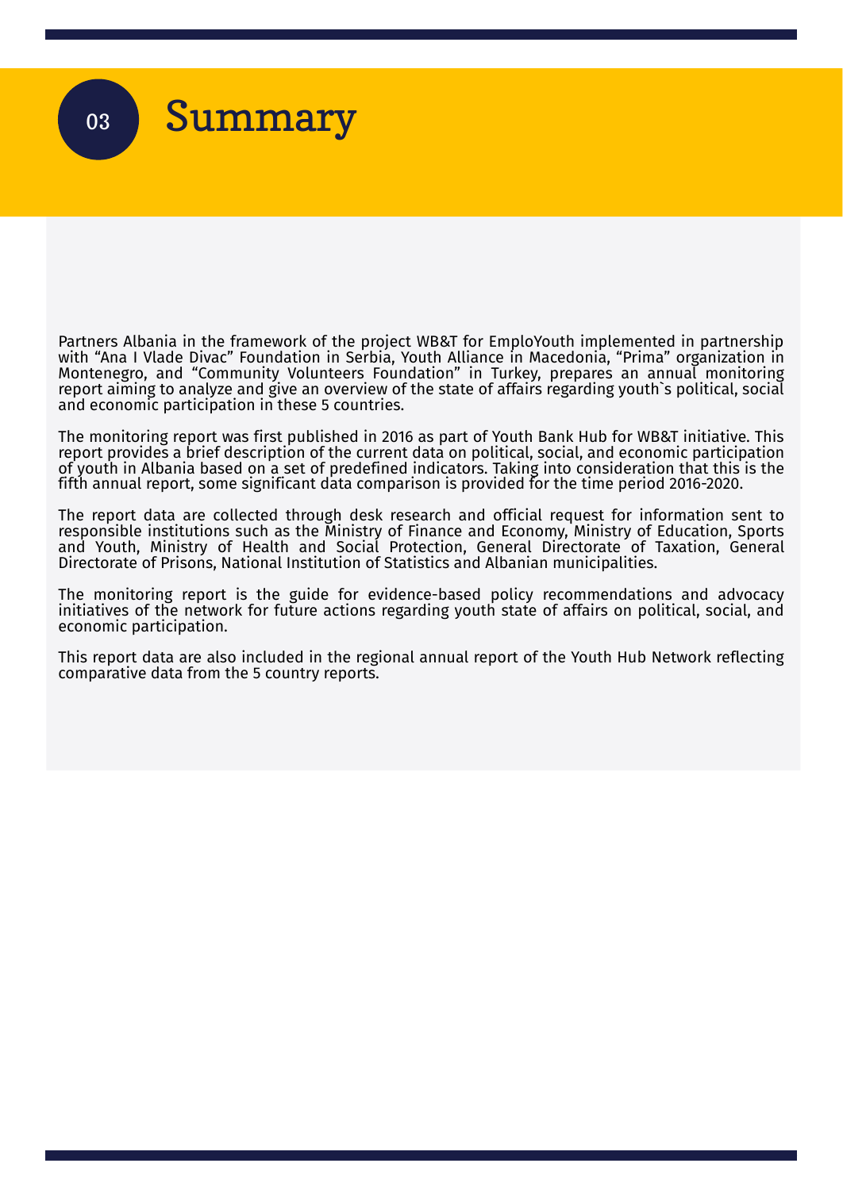# 03 Summary

Partners Albania in the framework of the project WB&T for EmploYouth implemented in partnership with “Ana I Vlade Divac” Foundation in Serbia, Youth Alliance in Macedonia, “Prima” organization in Montenegro, and “Community Volunteers Foundation” in Turkey, prepares an annual monitoring report aiming to analyze and give an overview of the state of affairs regarding youth`s political, social and economic participation in these 5 countries.

The monitoring report was first published in 2016 as part of Youth Bank Hub for WB&T initiative. This report provides a brief description of the current data on political, social, and economic participation of youth in Albania based on a set of predefined indicators. Taking into consideration that this is the fifth annual report, some significant data comparison is provided for the time period 2016-2020.

The report data are collected through desk research and official request for information sent to responsible institutions such as the Ministry of Finance and Economy, Ministry of Education, Sports and Youth, Ministry of Health and Social Protection, General Directorate of Taxation, General Directorate of Prisons, National Institution of Statistics and Albanian municipalities.

The monitoring report is the guide for evidence-based policy recommendations and advocacy initiatives of the network for future actions regarding youth state of affairs on political, social, and economic participation.

This report data are also included in the regional annual report of the Youth Hub Network reflecting comparative data from the 5 country reports.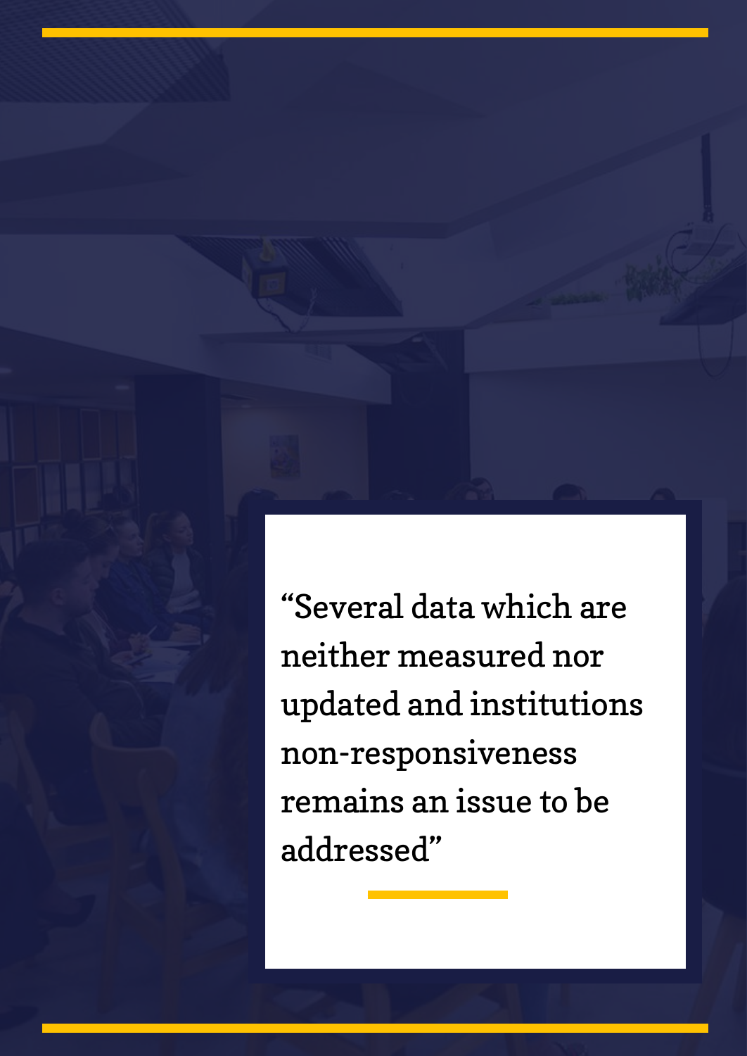"Several data which are neither measured nor updated and institutions non-responsiveness remains an issue to be addressed"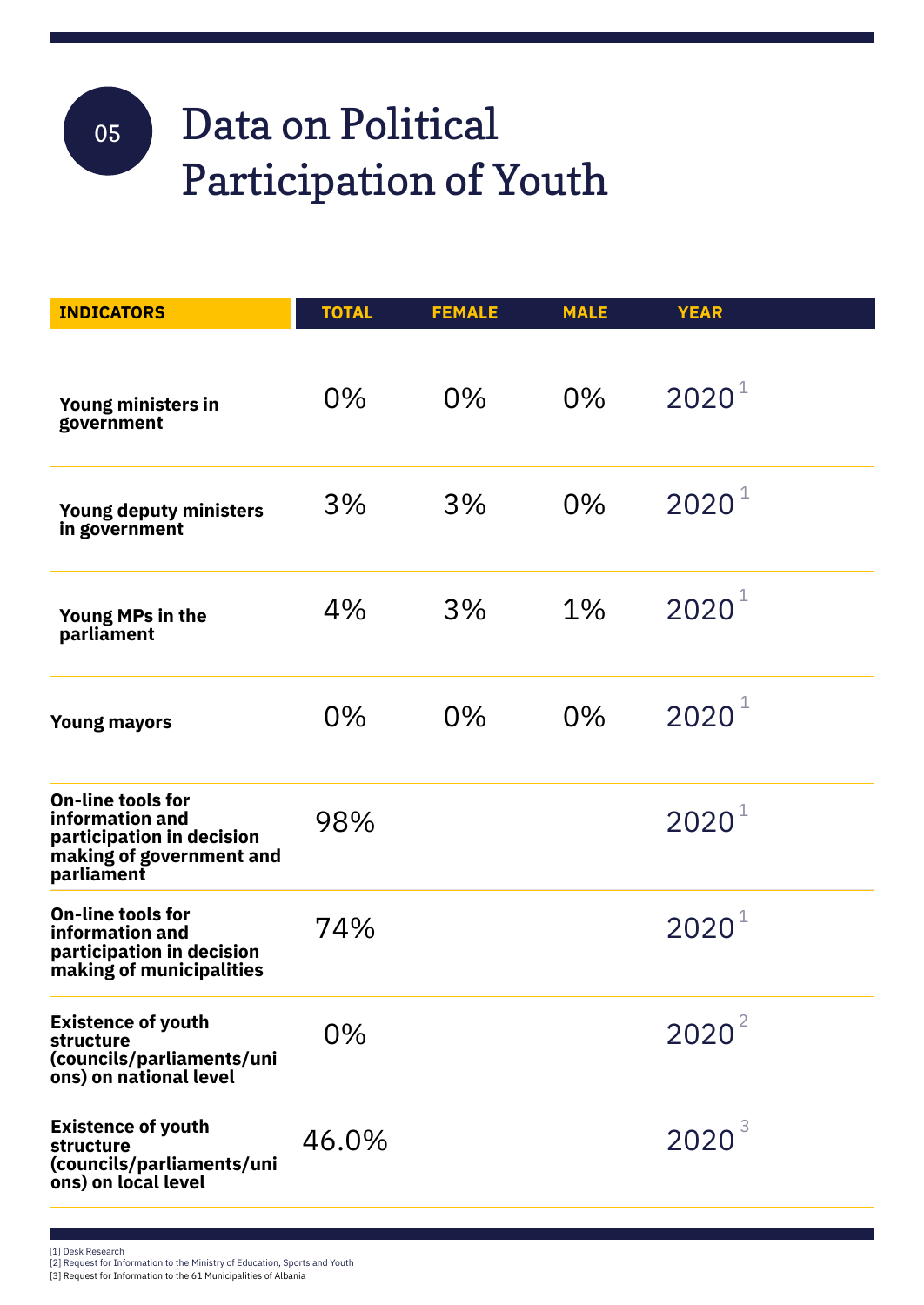# 05 Data on Political Participation of Youth

| INDICATORS | TOTAL | FEMALE | MALE | YEAR |
|---|---|---|---|---|
| Young ministers in government | 0% | 0% | 0% | 2020 [1] |
| Young deputy ministers in government | 3% | 3% | 0% | 2020 [1] |
| Young MPs in the parliament | 4% | 3% | 1% | 2020 [1] |
| Young mayors | 0% | 0% | 0% | 2020 [1] |
| On-line tools for information and participation in decision making of government and parliament | 98% | | | 2020 [1] |
| On-line tools for information and participation in decision making of municipalities | 74% | | | 2020 [1] |
| Existence of youth structure (councils/parliaments/unions) on national level | 0% | | | 2020 [2] |
| Existence of youth structure (councils/parliaments/unions) on local level | 46.0% | | | 2020 [3] |

[1] Desk Research
[2] Request for Information to the Ministry of Education, Sports and Youth
[3] Request for Information to the 61 Municipalities of Albania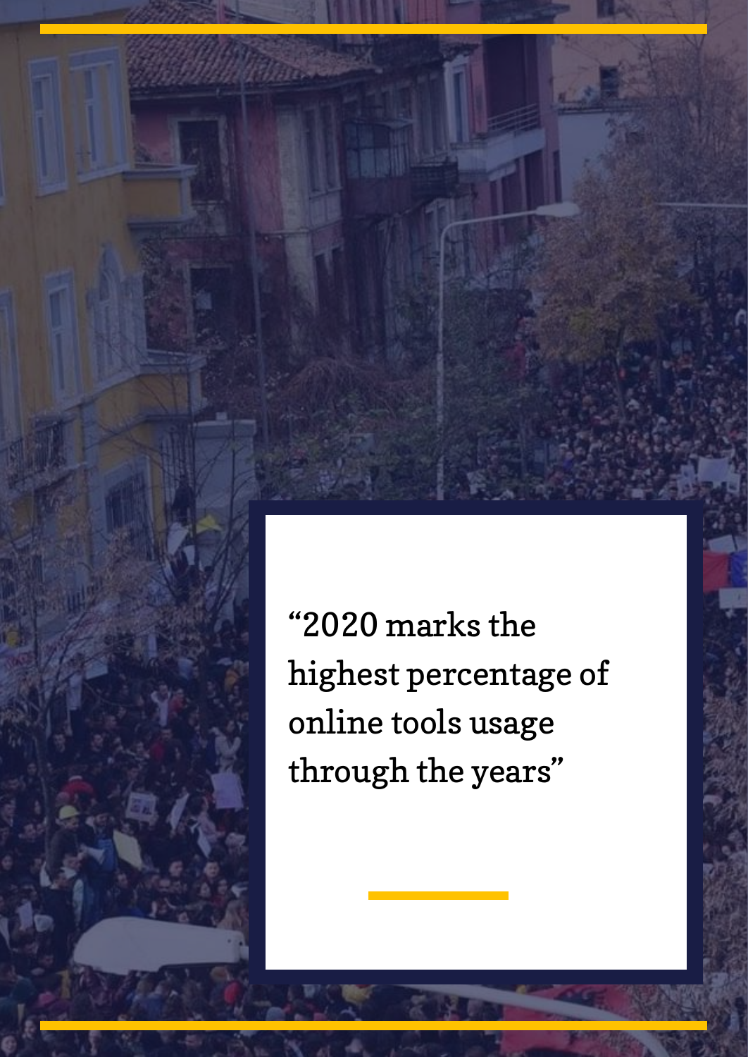"2020 marks the highest percentage of online tools usage through the years"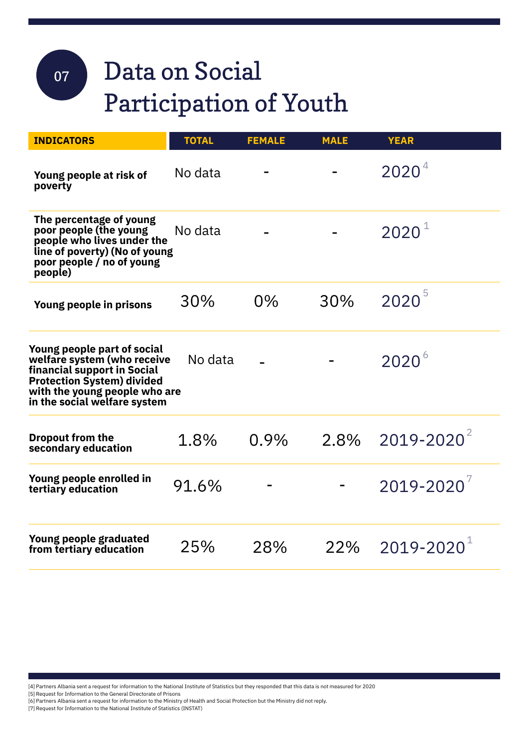# 07 Data on Social Participation of Youth

| INDICATORS | TOTAL | FEMALE | MALE | YEAR |
|---|---|---|---|---|
| **Young people at risk of poverty** | No data | - | - | 2020 [4] |
| **The percentage of young poor people (the young people who lives under the line of poverty) (No of young poor people / no of young people)** | No data | - | - | 2020 [1] |
| **Young people in prisons** | 30% | 0% | 30% | 2020 [5] |
| **Young people part of social welfare system (who receive financial support in Social Protection System) divided with the young people who are in the social welfare system** | No data | - | - | 2020 [6] |
| **Dropout from the secondary education** | 1.8% | 0.9% | 2.8% | 2019-2020 [2] |
| **Young people enrolled in tertiary education** | 91.6% | - | - | 2019-2020 [7] |
| **Young people graduated from tertiary education** | 25% | 28% | 22% | 2019-2020 [1] |

[4] Partners Albania sent a request for information to the National Institute of Statistics but they responded that this data is not measured for 2020
[5] Request for Information to the General Directorate of Prisons
[6] Partners Albania sent a request for information to the Ministry of Health and Social Protection but the Ministry did not reply.
[7] Request for Information to the National Institute of Statistics (INSTAT)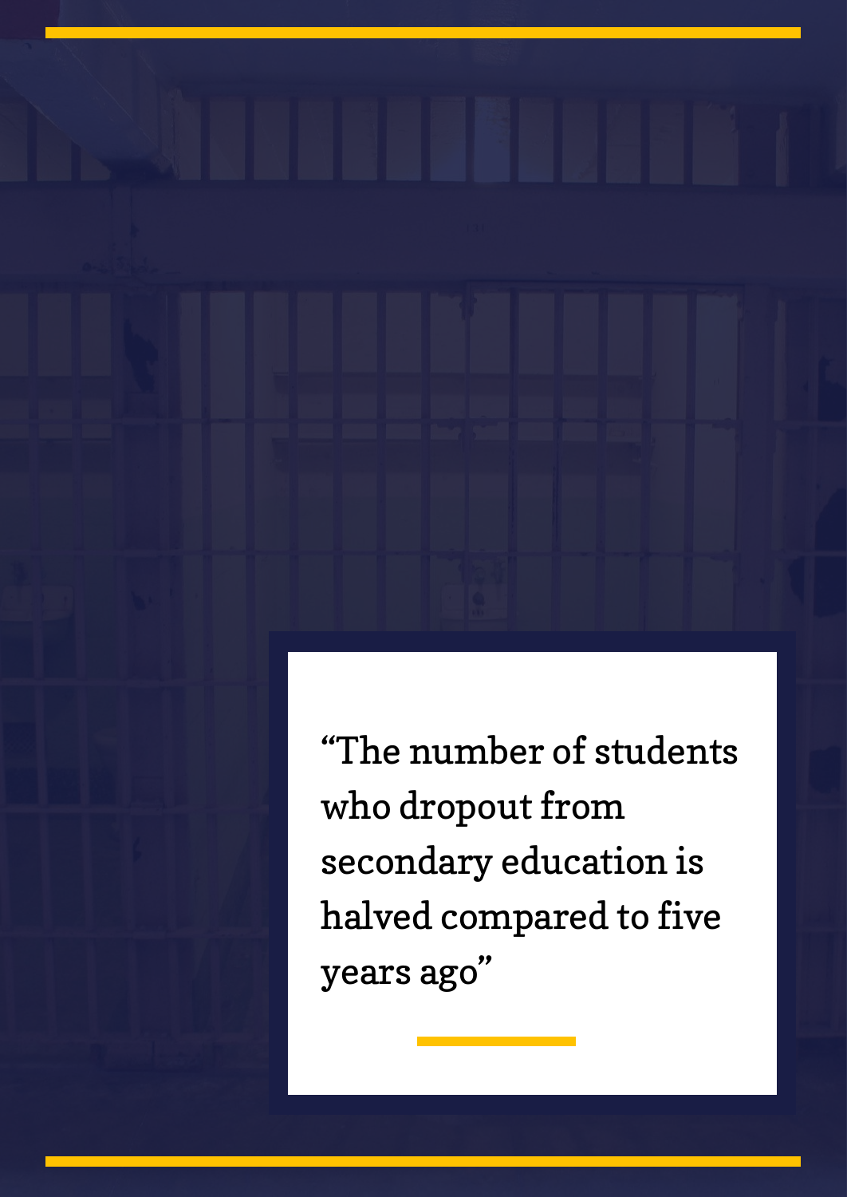"The number of students who dropout from secondary education is halved compared to five years ago"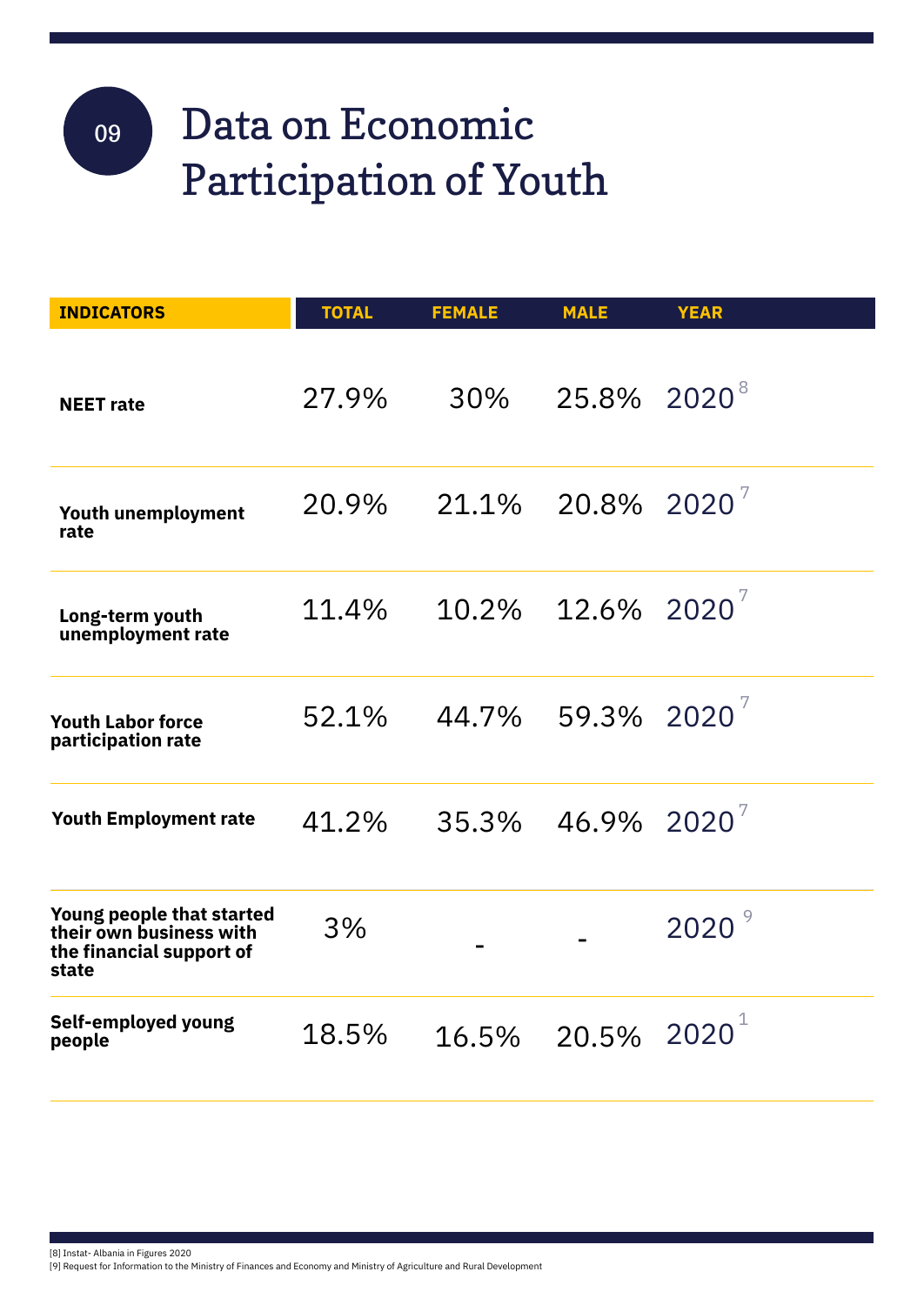# 09 Data on Economic Participation of Youth

| INDICATORS | TOTAL | FEMALE | MALE | YEAR |
|---|---|---|---|---|
| **NEET rate** | 27.9% | 30% | 25.8% | 2020[8] |
| **Youth unemployment rate** | 20.9% | 21.1% | 20.8% | 2020[7] |
| **Long-term youth unemployment rate** | 11.4% | 10.2% | 12.6% | 2020[7] |
| **Youth Labor force participation rate** | 52.1% | 44.7% | 59.3% | 2020[7] |
| **Youth Employment rate** | 41.2% | 35.3% | 46.9% | 2020[7] |
| **Young people that started their own business with the financial support of state** | 3% | - | - | 2020[9] |
| **Self-employed young people** | 18.5% | 16.5% | 20.5% | 2020[1] |

[8] Instat- Albania in Figures 2020
[9] Request for Information to the Ministry of Finances and Economy and Ministry of Agriculture and Rural Development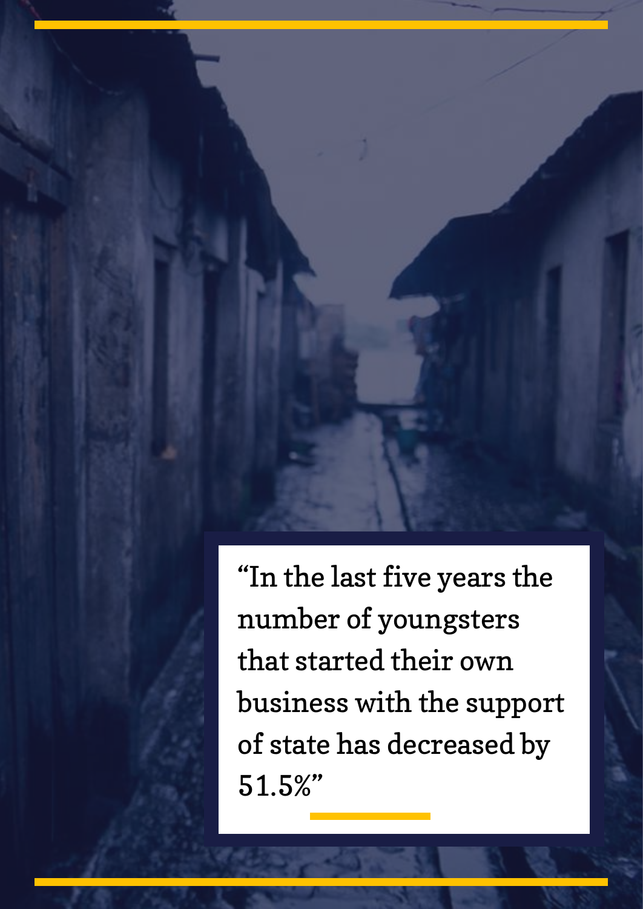"In the last five years the number of youngsters that started their own business with the support of state has decreased by 51.5%"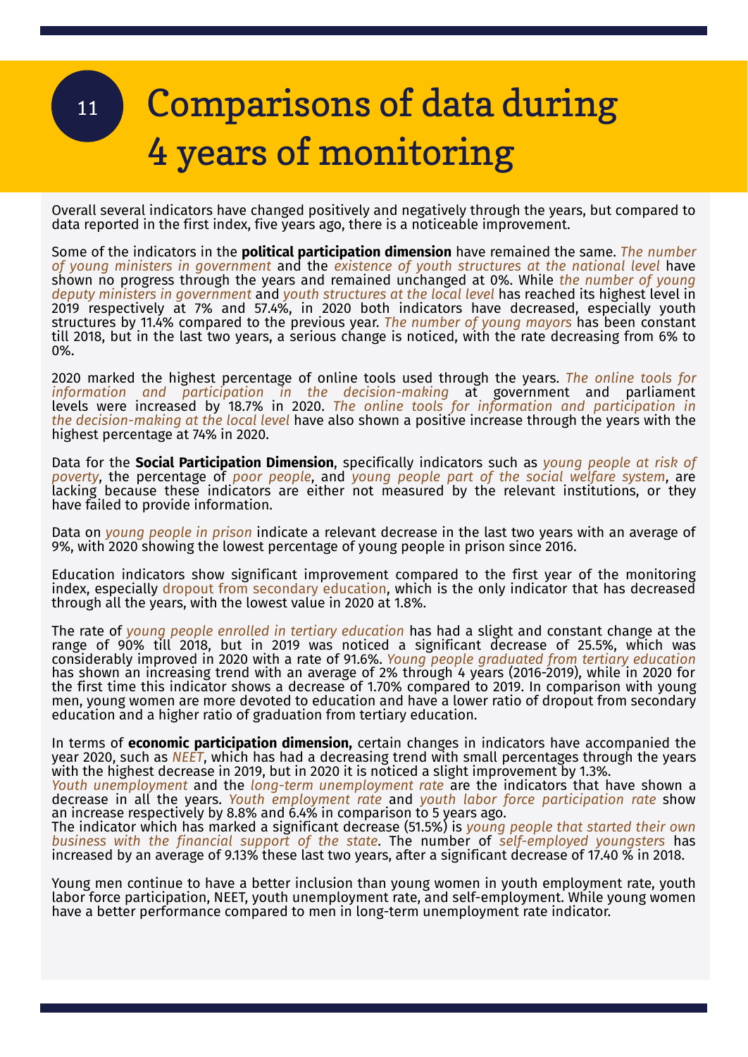# 11 Comparisons of data during 4 years of monitoring

Overall several indicators have changed positively and negatively through the years, but compared to data reported in the first index, five years ago, there is a noticeable improvement.

Some of the indicators in the **political participation dimension** have remained the same. *The number of young ministers in government* and the *existence of youth structures at the national level* have shown no progress through the years and remained unchanged at 0%. While *the number of young deputy ministers in government* and *youth structures at the local level* has reached its highest level in 2019 respectively at 7% and 57.4%, in 2020 both indicators have decreased, especially youth structures by 11.4% compared to the previous year. *The number of young mayors* has been constant till 2018, but in the last two years, a serious change is noticed, with the rate decreasing from 6% to 0%.

2020 marked the highest percentage of online tools used through the years. *The online tools for information and participation in the decision-making* at government and parliament levels were increased by 18.7% in 2020. *The online tools for information and participation in the decision-making at the local level* have also shown a positive increase through the years with the highest percentage at 74% in 2020.

Data for the **Social Participation Dimension**, specifically indicators such as *young people at risk of poverty*, the percentage of *poor people*, and *young people part of the social welfare system*, are lacking because these indicators are either not measured by the relevant institutions, or they have failed to provide information.

Data on *young people in prison* indicate a relevant decrease in the last two years with an average of 9%, with 2020 showing the lowest percentage of young people in prison since 2016.

Education indicators show significant improvement compared to the first year of the monitoring index, especially dropout from secondary education, which is the only indicator that has decreased through all the years, with the lowest value in 2020 at 1.8%.

The rate of *young people enrolled in tertiary education* has had a slight and constant change at the range of 90% till 2018, but in 2019 was noticed a significant decrease of 25.5%, which was considerably improved in 2020 with a rate of 91.6%. *Young people graduated from tertiary education* has shown an increasing trend with an average of 2% through 4 years (2016-2019), while in 2020 for the first time this indicator shows a decrease of 1.70% compared to 2019. In comparison with young men, young women are more devoted to education and have a lower ratio of dropout from secondary education and a higher ratio of graduation from tertiary education.

In terms of **economic participation dimension,** certain changes in indicators have accompanied the year 2020, such as *NEET*, which has had a decreasing trend with small percentages through the years with the highest decrease in 2019, but in 2020 it is noticed a slight improvement by 1.3%.
*Youth unemployment* and the *long-term unemployment rate* are the indicators that have shown a decrease in all the years. *Youth employment rate* and *youth labor force participation rate* show an increase respectively by 8.8% and 6.4% in comparison to 5 years ago.
The indicator which has marked a significant decrease (51.5%) is *young people that started their own business with the financial support of the state*. The number of *self-employed youngsters* has increased by an average of 9.13% these last two years, after a significant decrease of 17.40 % in 2018.

Young men continue to have a better inclusion than young women in youth employment rate, youth labor force participation, NEET, youth unemployment rate, and self-employment. While young women have a better performance compared to men in long-term unemployment rate indicator.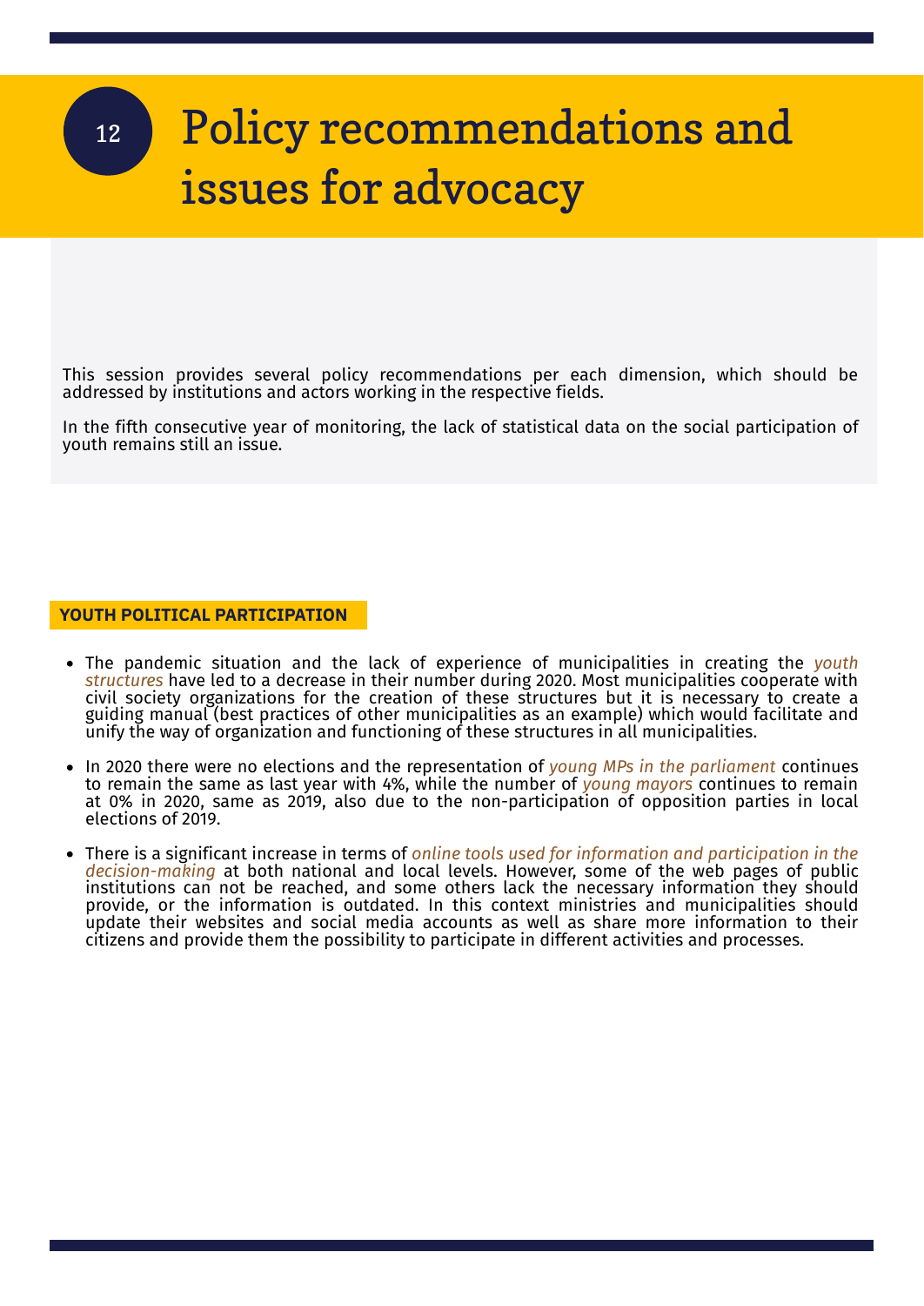# 12 Policy recommendations and issues for advocacy

This session provides several policy recommendations per each dimension, which should be addressed by institutions and actors working in the respective fields.

In the fifth consecutive year of monitoring, the lack of statistical data on the social participation of youth remains still an issue.

## YOUTH POLITICAL PARTICIPATION

- The pandemic situation and the lack of experience of municipalities in creating the *youth structures* have led to a decrease in their number during 2020. Most municipalities cooperate with civil society organizations for the creation of these structures but it is necessary to create a guiding manual (best practices of other municipalities as an example) which would facilitate and unify the way of organization and functioning of these structures in all municipalities.
- In 2020 there were no elections and the representation of *young MPs in the parliament* continues to remain the same as last year with 4%, while the number of *young mayors* continues to remain at 0% in 2020, same as 2019, also due to the non-participation of opposition parties in local elections of 2019.
- There is a significant increase in terms of *online tools used for information and participation in the decision-making* at both national and local levels. However, some of the web pages of public institutions can not be reached, and some others lack the necessary information they should provide, or the information is outdated. In this context ministries and municipalities should update their websites and social media accounts as well as share more information to their citizens and provide them the possibility to participate in different activities and processes.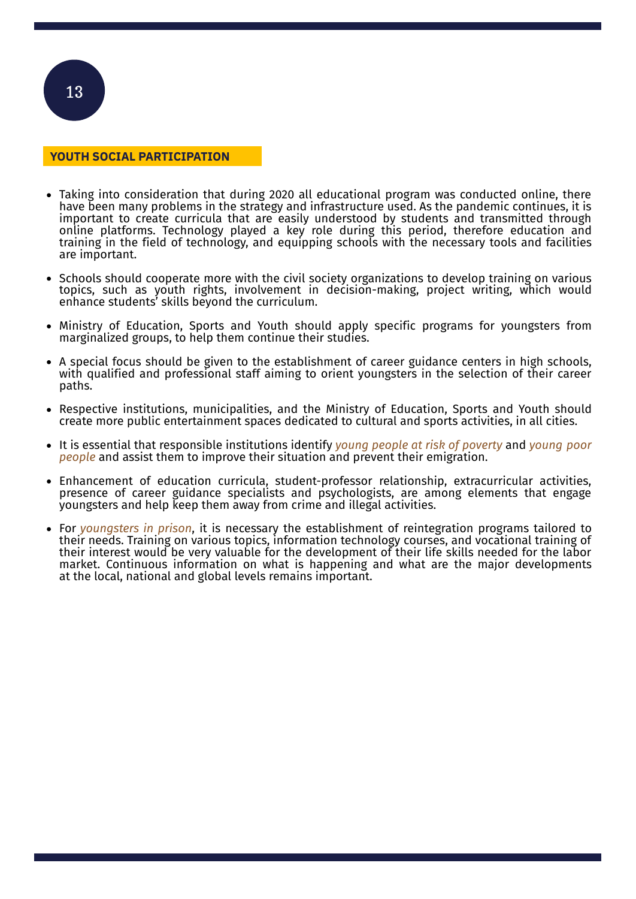## YOUTH SOCIAL PARTICIPATION

- Taking into consideration that during 2020 all educational program was conducted online, there have been many problems in the strategy and infrastructure used. As the pandemic continues, it is important to create curricula that are easily understood by students and transmitted through online platforms. Technology played a key role during this period, therefore education and training in the field of technology, and equipping schools with the necessary tools and facilities are important.
- Schools should cooperate more with the civil society organizations to develop training on various topics, such as youth rights, involvement in decision-making, project writing, which would enhance students' skills beyond the curriculum.
- Ministry of Education, Sports and Youth should apply specific programs for youngsters from marginalized groups, to help them continue their studies.
- A special focus should be given to the establishment of career guidance centers in high schools, with qualified and professional staff aiming to orient youngsters in the selection of their career paths.
- Respective institutions, municipalities, and the Ministry of Education, Sports and Youth should create more public entertainment spaces dedicated to cultural and sports activities, in all cities.
- It is essential that responsible institutions identify *young people at risk of poverty* and *young poor people* and assist them to improve their situation and prevent their emigration.
- Enhancement of education curricula, student-professor relationship, extracurricular activities, presence of career guidance specialists and psychologists, are among elements that engage youngsters and help keep them away from crime and illegal activities.
- For *youngsters in prison*, it is necessary the establishment of reintegration programs tailored to their needs. Training on various topics, information technology courses, and vocational training of their interest would be very valuable for the development of their life skills needed for the labor market. Continuous information on what is happening and what are the major developments at the local, national and global levels remains important.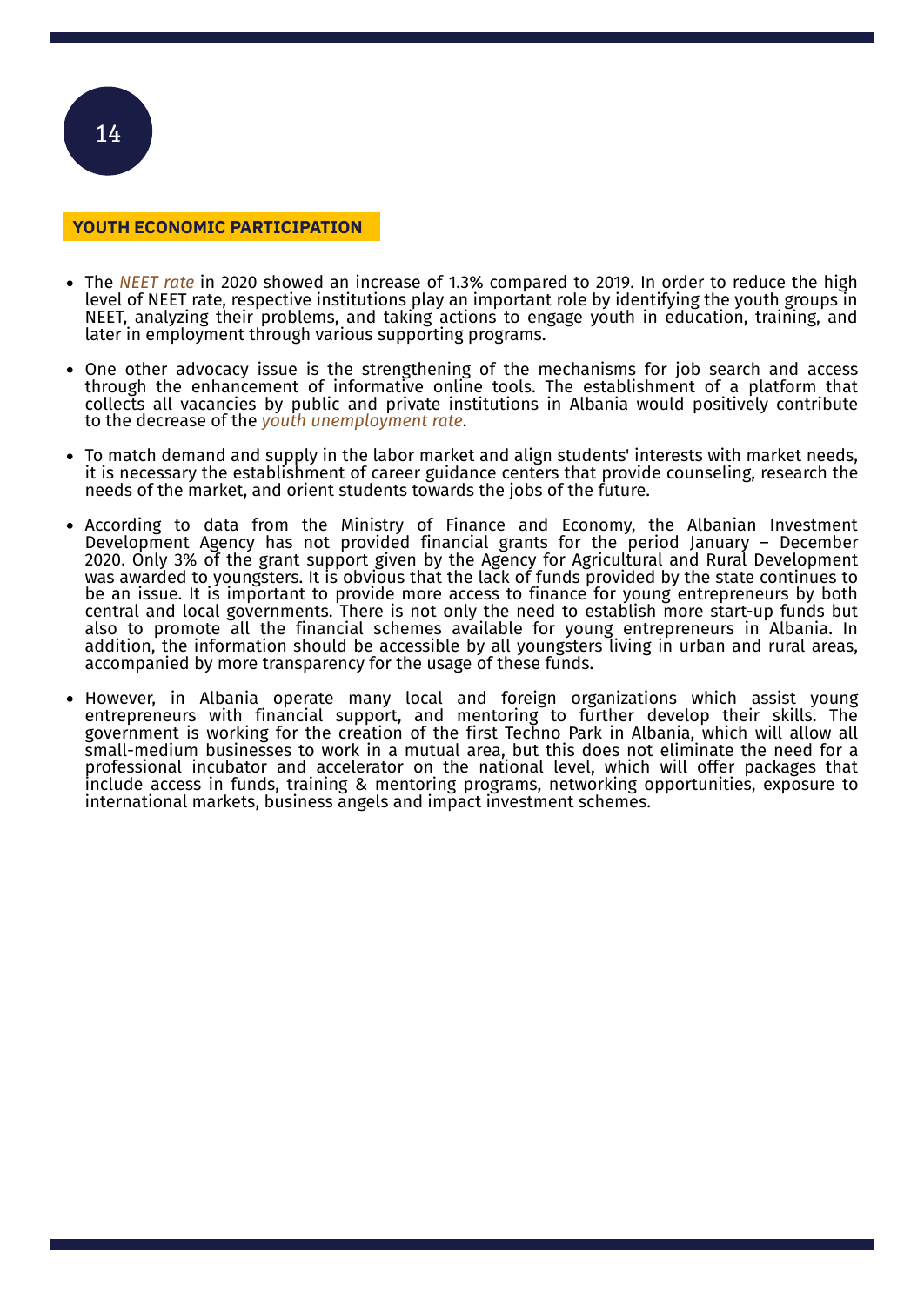## YOUTH ECONOMIC PARTICIPATION

- The *NEET rate* in 2020 showed an increase of 1.3% compared to 2019. In order to reduce the high level of NEET rate, respective institutions play an important role by identifying the youth groups in NEET, analyzing their problems, and taking actions to engage youth in education, training, and later in employment through various supporting programs.

- One other advocacy issue is the strengthening of the mechanisms for job search and access through the enhancement of informative online tools. The establishment of a platform that collects all vacancies by public and private institutions in Albania would positively contribute to the decrease of the *youth unemployment rate*.

- To match demand and supply in the labor market and align students' interests with market needs, it is necessary the establishment of career guidance centers that provide counseling, research the needs of the market, and orient students towards the jobs of the future.

- According to data from the Ministry of Finance and Economy, the Albanian Investment Development Agency has not provided financial grants for the period January – December 2020. Only 3% of the grant support given by the Agency for Agricultural and Rural Development was awarded to youngsters. It is obvious that the lack of funds provided by the state continues to be an issue. It is important to provide more access to finance for young entrepreneurs by both central and local governments. There is not only the need to establish more start-up funds but also to promote all the financial schemes available for young entrepreneurs in Albania. In addition, the information should be accessible by all youngsters living in urban and rural areas, accompanied by more transparency for the usage of these funds.

- However, in Albania operate many local and foreign organizations which assist young entrepreneurs with financial support, and mentoring to further develop their skills. The government is working for the creation of the first Techno Park in Albania, which will allow all small-medium businesses to work in a mutual area, but this does not eliminate the need for a professional incubator and accelerator on the national level, which will offer packages that include access in funds, training & mentoring programs, networking opportunities, exposure to international markets, business angels and impact investment schemes.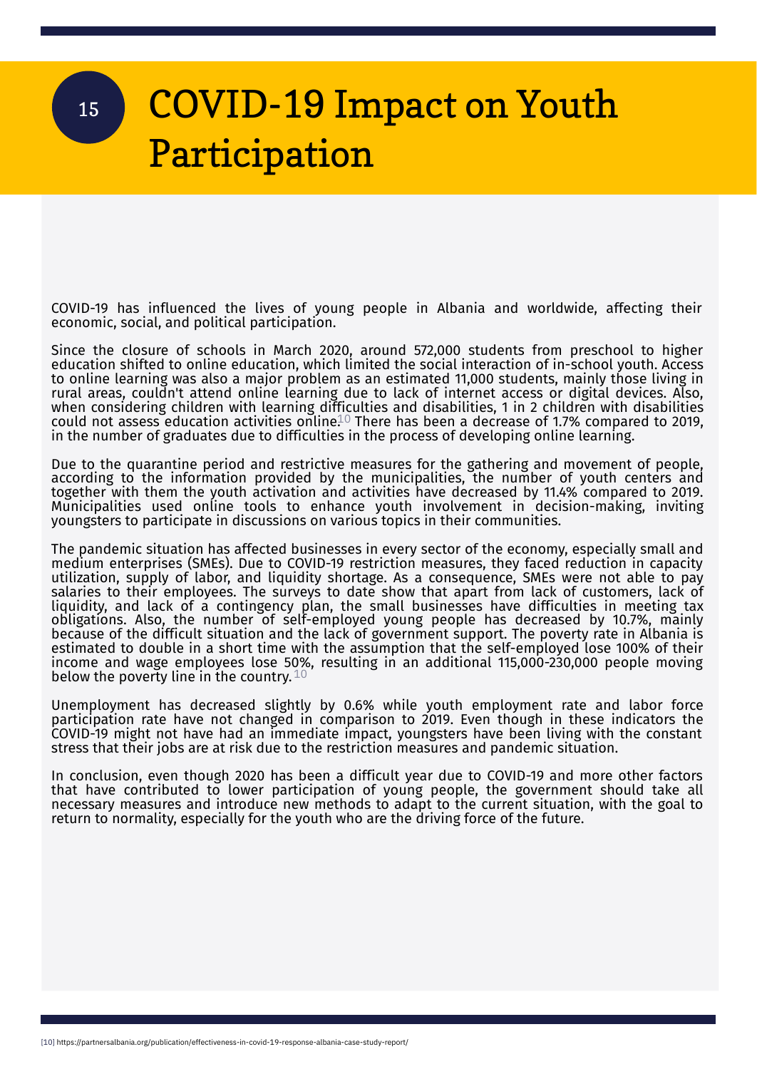# COVID-19 Impact on Youth Participation

COVID-19 has influenced the lives of young people in Albania and worldwide, affecting their economic, social, and political participation.

Since the closure of schools in March 2020, around 572,000 students from preschool to higher education shifted to online education, which limited the social interaction of in-school youth. Access to online learning was also a major problem as an estimated 11,000 students, mainly those living in rural areas, couldn't attend online learning due to lack of internet access or digital devices. Also, when considering children with learning difficulties and disabilities, 1 in 2 children with disabilities could not assess education activities online.[10] There has been a decrease of 1.7% compared to 2019, in the number of graduates due to difficulties in the process of developing online learning.

Due to the quarantine period and restrictive measures for the gathering and movement of people, according to the information provided by the municipalities, the number of youth centers and together with them the youth activation and activities have decreased by 11.4% compared to 2019. Municipalities used online tools to enhance youth involvement in decision-making, inviting youngsters to participate in discussions on various topics in their communities.

The pandemic situation has affected businesses in every sector of the economy, especially small and medium enterprises (SMEs). Due to COVID-19 restriction measures, they faced reduction in capacity utilization, supply of labor, and liquidity shortage. As a consequence, SMEs were not able to pay salaries to their employees. The surveys to date show that apart from lack of customers, lack of liquidity, and lack of a contingency plan, the small businesses have difficulties in meeting tax obligations. Also, the number of self-employed young people has decreased by 10.7%, mainly because of the difficult situation and the lack of government support. The poverty rate in Albania is estimated to double in a short time with the assumption that the self-employed lose 100% of their income and wage employees lose 50%, resulting in an additional 115,000-230,000 people moving below the poverty line in the country.[10]

Unemployment has decreased slightly by 0.6% while youth employment rate and labor force participation rate have not changed in comparison to 2019. Even though in these indicators the COVID-19 might not have had an immediate impact, youngsters have been living with the constant stress that their jobs are at risk due to the restriction measures and pandemic situation.

In conclusion, even though 2020 has been a difficult year due to COVID-19 and more other factors that have contributed to lower participation of young people, the government should take all necessary measures and introduce new methods to adapt to the current situation, with the goal to return to normality, especially for the youth who are the driving force of the future.

[10] https://partnersalbania.org/publication/effectiveness-in-covid-19-response-albania-case-study-report/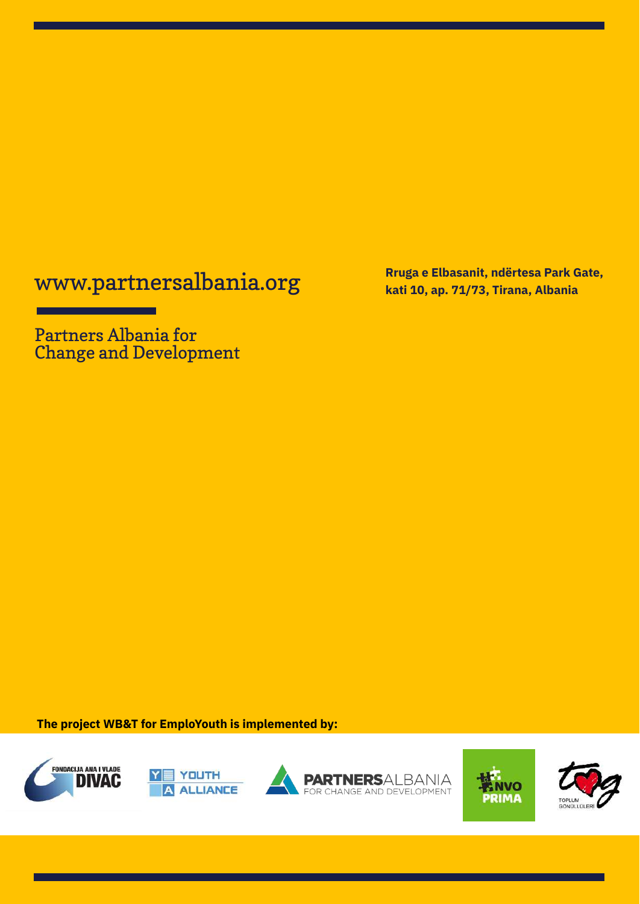www.partnersalbania.org

Partners Albania for Change and Development

**Rruga e Elbasanit, ndërtesa Park Gate, kati 10, ap. 71/73, Tirana, Albania**

**The project WB&T for EmploYouth is implemented by:**